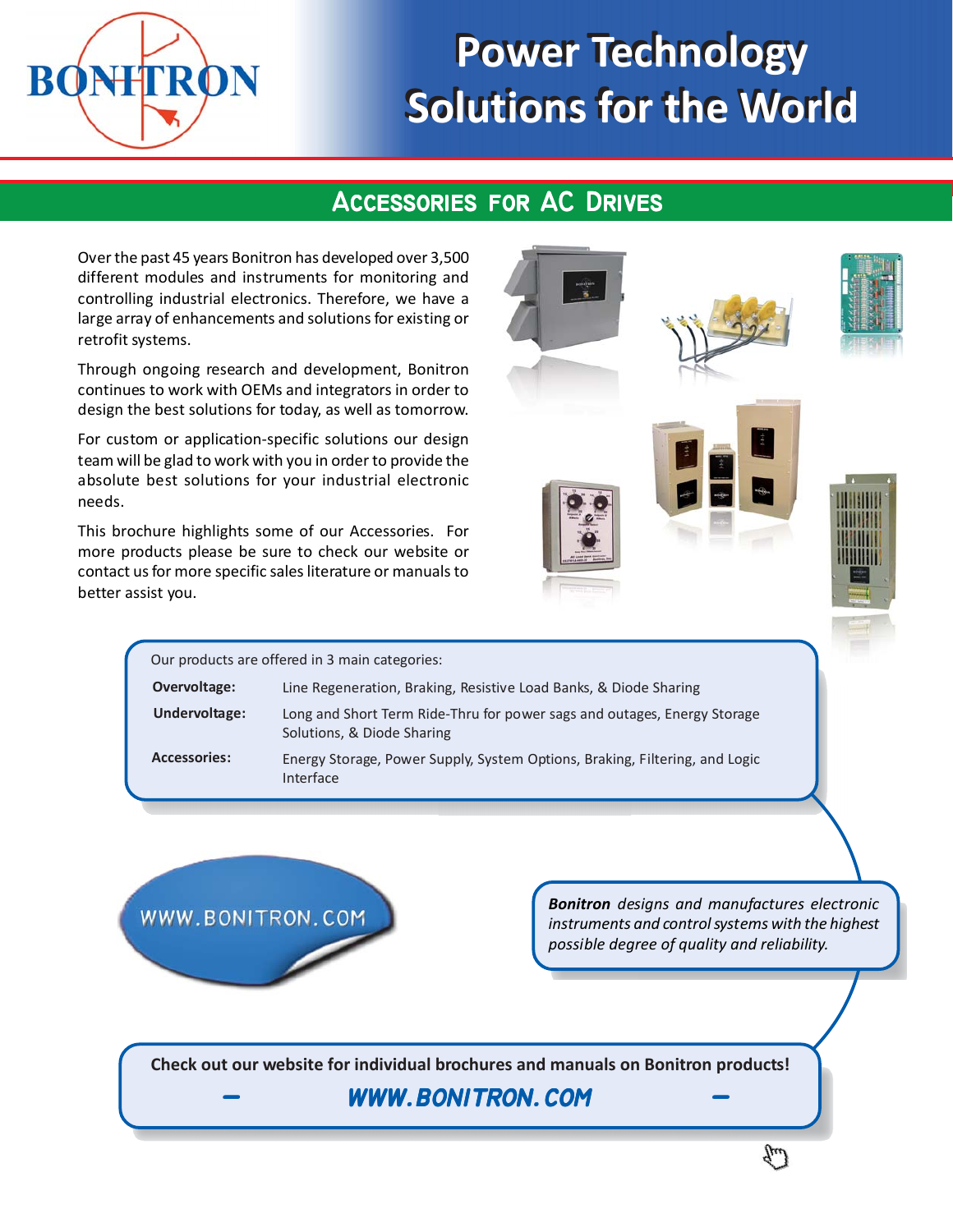BONITRON

# Power Technology Solutions for the World

## Accessories for AC Drives

Over the past 45 years Bonitron has developed over 3,500 different modules and instruments for monitoring and controlling industrial electronics. Therefore, we have a large array of enhancements and solutions for existing or retrofit systems.

Through ongoing research and development, Bonitron continues to work with OEMs and integrators in order to design the best solutions for today, as well as tomorrow.

For custom or application-specific solutions our design team will be glad to work with you in order to provide the absolute best solutions for your industrial electronic needs.

This brochure highlights some of our Accessories. For more products please be sure to check our website or contact us for more specific sales literature or manuals to better assist you.

Our products are offered in 3 main categories:

| | |
|---|---|
| **Overvoltage:** | Line Regeneration, Braking, Resistive Load Banks, & Diode Sharing |
| **Undervoltage:** | Long and Short Term Ride-Thru for power sags and outages, Energy Storage Solutions, & Diode Sharing |
| **Accessories:** | Energy Storage, Power Supply, System Options, Braking, Filtering, and Logic Interface |

WWW.BONITRON.COM

***Bonitron** designs and manufactures electronic instruments and control systems with the highest possible degree of quality and reliability.*

**Check out our website for individual brochures and manuals on Bonitron products!**

**– *WWW.BONITRON.COM* –**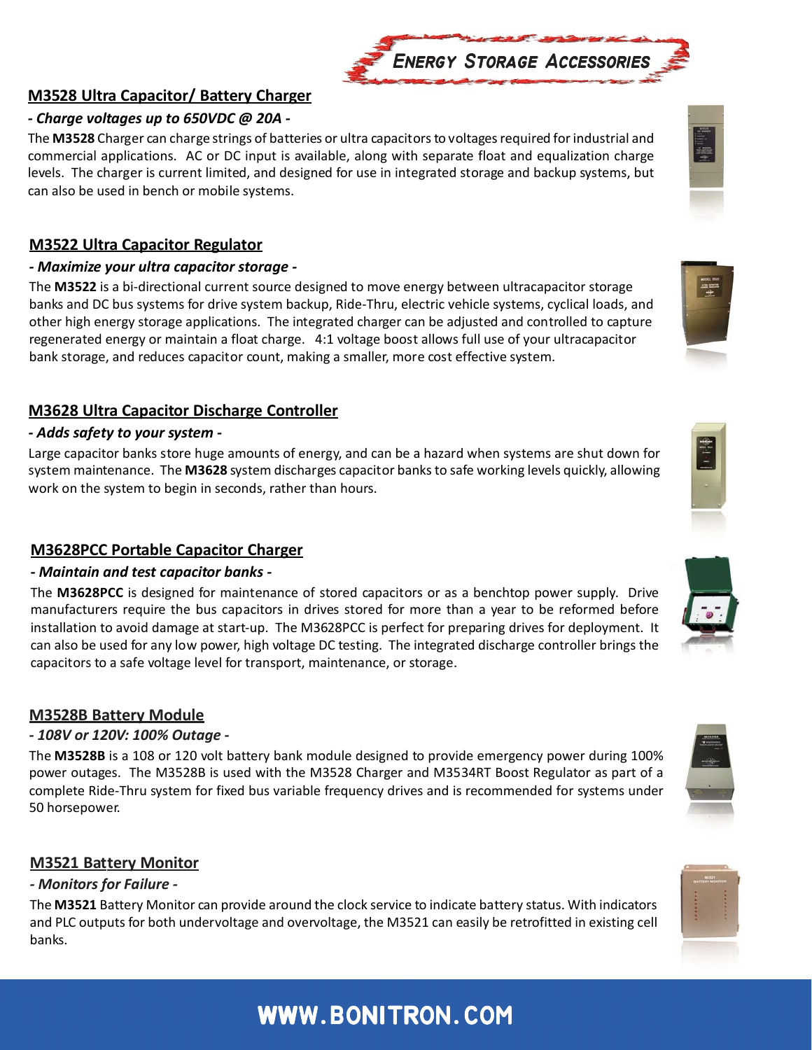# Energy Storage Accessories

## M3528 Ultra Capacitor/ Battery Charger

*- Charge voltages up to 650VDC @ 20A -*

The **M3528** Charger can charge strings of batteries or ultra capacitors to voltages required for industrial and commercial applications. AC or DC input is available, along with separate float and equalization charge levels. The charger is current limited, and designed for use in integrated storage and backup systems, but can also be used in bench or mobile systems.

## M3522 Ultra Capacitor Regulator

*- Maximize your ultra capacitor storage -*

The **M3522** is a bi-directional current source designed to move energy between ultracapacitor storage banks and DC bus systems for drive system backup, Ride-Thru, electric vehicle systems, cyclical loads, and other high energy storage applications. The integrated charger can be adjusted and controlled to capture regenerated energy or maintain a float charge. 4:1 voltage boost allows full use of your ultracapacitor bank storage, and reduces capacitor count, making a smaller, more cost effective system.

## M3628 Ultra Capacitor Discharge Controller

*- Adds safety to your system -*

Large capacitor banks store huge amounts of energy, and can be a hazard when systems are shut down for system maintenance. The **M3628** system discharges capacitor banks to safe working levels quickly, allowing work on the system to begin in seconds, rather than hours.

## M3628PCC Portable Capacitor Charger

*- Maintain and test capacitor banks -*

The **M3628PCC** is designed for maintenance of stored capacitors or as a benchtop power supply. Drive manufacturers require the bus capacitors in drives stored for more than a year to be reformed before installation to avoid damage at start-up. The M3628PCC is perfect for preparing drives for deployment. It can also be used for any low power, high voltage DC testing. The integrated discharge controller brings the capacitors to a safe voltage level for transport, maintenance, or storage.

## M3528B Battery Module

*- 108V or 120V: 100% Outage -*

The **M3528B** is a 108 or 120 volt battery bank module designed to provide emergency power during 100% power outages. The M3528B is used with the M3528 Charger and M3534RT Boost Regulator as part of a complete Ride-Thru system for fixed bus variable frequency drives and is recommended for systems under 50 horsepower.

## M3521 Battery Monitor

*- Monitors for Failure -*

The **M3521** Battery Monitor can provide around the clock service to indicate battery status. With indicators and PLC outputs for both undervoltage and overvoltage, the M3521 can easily be retrofitted in existing cell banks.

**WWW.BONITRON.COM**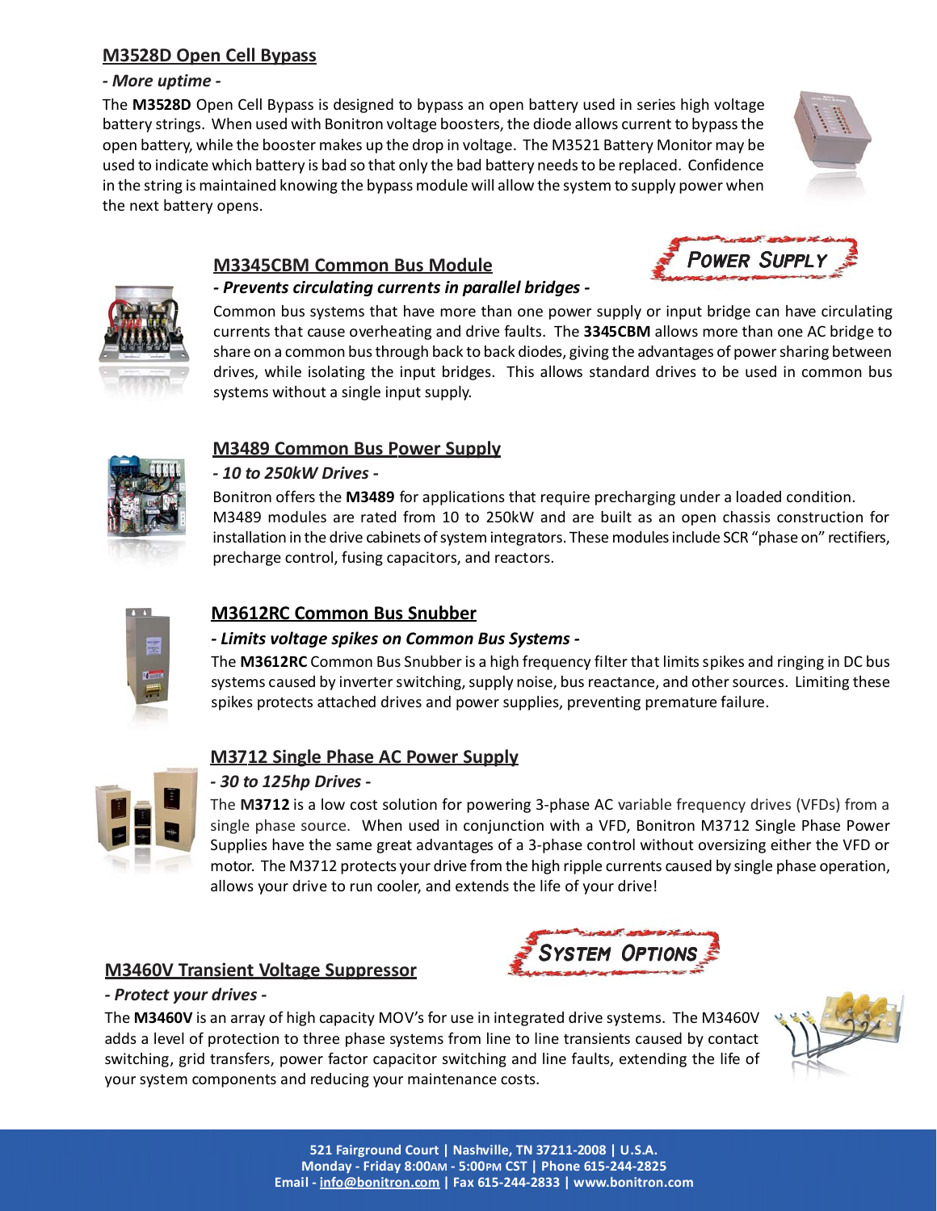## M3528D Open Cell Bypass

*- More uptime -*

The **M3528D** Open Cell Bypass is designed to bypass an open battery used in series high voltage battery strings. When used with Bonitron voltage boosters, the diode allows current to bypass the open battery, while the booster makes up the drop in voltage. The M3521 Battery Monitor may be used to indicate which battery is bad so that only the bad battery needs to be replaced. Confidence in the string is maintained knowing the bypass module will allow the system to supply power when the next battery opens.

# POWER SUPPLY

## M3345CBM Common Bus Module

*- Prevents circulating currents in parallel bridges -*

Common bus systems that have more than one power supply or input bridge can have circulating currents that cause overheating and drive faults. The **3345CBM** allows more than one AC bridge to share on a common bus through back to back diodes, giving the advantages of power sharing between drives, while isolating the input bridges. This allows standard drives to be used in common bus systems without a single input supply.

## M3489 Common Bus Power Supply

*- 10 to 250kW Drives -*

Bonitron offers the **M3489** for applications that require precharging under a loaded condition. M3489 modules are rated from 10 to 250kW and are built as an open chassis construction for installation in the drive cabinets of system integrators. These modules include SCR "phase on" rectifiers, precharge control, fusing capacitors, and reactors.

## M3612RC Common Bus Snubber

*- Limits voltage spikes on Common Bus Systems -*

The **M3612RC** Common Bus Snubber is a high frequency filter that limits spikes and ringing in DC bus systems caused by inverter switching, supply noise, bus reactance, and other sources. Limiting these spikes protects attached drives and power supplies, preventing premature failure.

## M3712 Single Phase AC Power Supply

*- 30 to 125hp Drives -*

The **M3712** is a low cost solution for powering 3-phase AC variable frequency drives (VFDs) from a single phase source. When used in conjunction with a VFD, Bonitron M3712 Single Phase Power Supplies have the same great advantages of a 3-phase control without oversizing either the VFD or motor. The M3712 protects your drive from the high ripple currents caused by single phase operation, allows your drive to run cooler, and extends the life of your drive!

# SYSTEM OPTIONS

## M3460V Transient Voltage Suppressor

*- Protect your drives -*

The **M3460V** is an array of high capacity MOV's for use in integrated drive systems. The M3460V adds a level of protection to three phase systems from line to line transients caused by contact switching, grid transfers, power factor capacitor switching and line faults, extending the life of your system components and reducing your maintenance costs.

521 Fairground Court | Nashville, TN 37211-2008 | U.S.A.
Monday - Friday 8:00AM - 5:00PM CST | Phone 615-244-2825
Email - info@bonitron.com | Fax 615-244-2833 | www.bonitron.com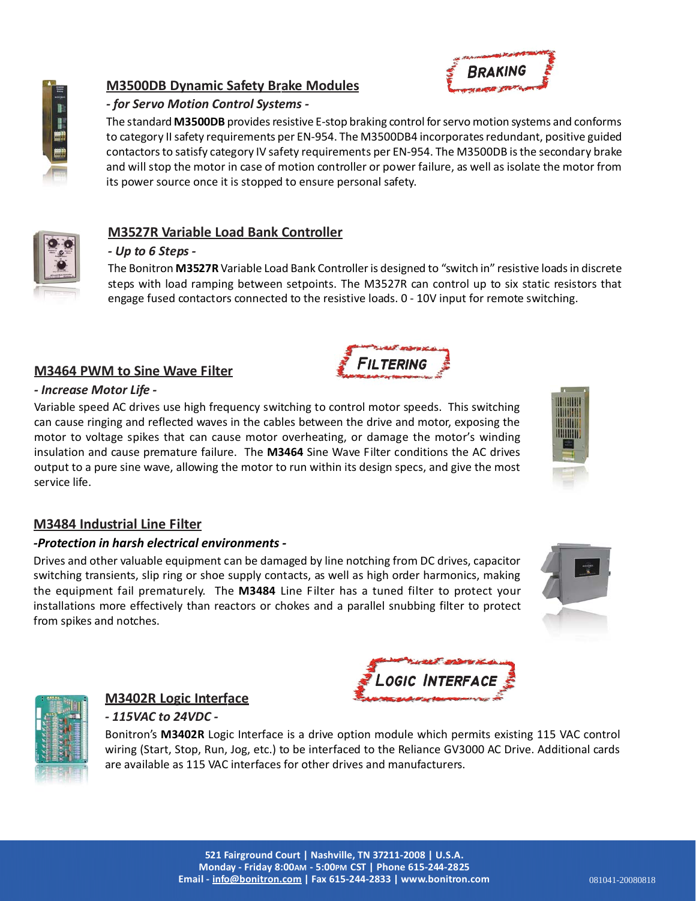**BRAKING**

## M3500DB Dynamic Safety Brake Modules

*- for Servo Motion Control Systems -*

The standard **M3500DB** provides resistive E-stop braking control for servo motion systems and conforms to category II safety requirements per EN-954. The M3500DB4 incorporates redundant, positive guided contactors to satisfy category IV safety requirements per EN-954. The M3500DB is the secondary brake and will stop the motor in case of motion controller or power failure, as well as isolate the motor from its power source once it is stopped to ensure personal safety.

## M3527R Variable Load Bank Controller

*- Up to 6 Steps -*

The Bonitron **M3527R** Variable Load Bank Controller is designed to "switch in" resistive loads in discrete steps with load ramping between setpoints. The M3527R can control up to six static resistors that engage fused contactors connected to the resistive loads. 0 - 10V input for remote switching.

**FILTERING**

## M3464 PWM to Sine Wave Filter

*- Increase Motor Life -*

Variable speed AC drives use high frequency switching to control motor speeds. This switching can cause ringing and reflected waves in the cables between the drive and motor, exposing the motor to voltage spikes that can cause motor overheating, or damage the motor's winding insulation and cause premature failure. The **M3464** Sine Wave Filter conditions the AC drives output to a pure sine wave, allowing the motor to run within its design specs, and give the most service life.

## M3484 Industrial Line Filter

***-Protection in harsh electrical environments -***

Drives and other valuable equipment can be damaged by line notching from DC drives, capacitor switching transients, slip ring or shoe supply contacts, as well as high order harmonics, making the equipment fail prematurely. The **M3484** Line Filter has a tuned filter to protect your installations more effectively than reactors or chokes and a parallel snubbing filter to protect from spikes and notches.

**LOGIC INTERFACE**

## M3402R Logic Interface

*- 115VAC to 24VDC -*

Bonitron's **M3402R** Logic Interface is a drive option module which permits existing 115 VAC control wiring (Start, Stop, Run, Jog, etc.) to be interfaced to the Reliance GV3000 AC Drive. Additional cards are available as 115 VAC interfaces for other drives and manufacturers.

**521 Fairground Court | Nashville, TN 37211-2008 | U.S.A.**
**Monday - Friday 8:00AM - 5:00PM CST | Phone 615-244-2825**
**Email - info@bonitron.com | Fax 615-244-2833 | www.bonitron.com**

081041-20080818